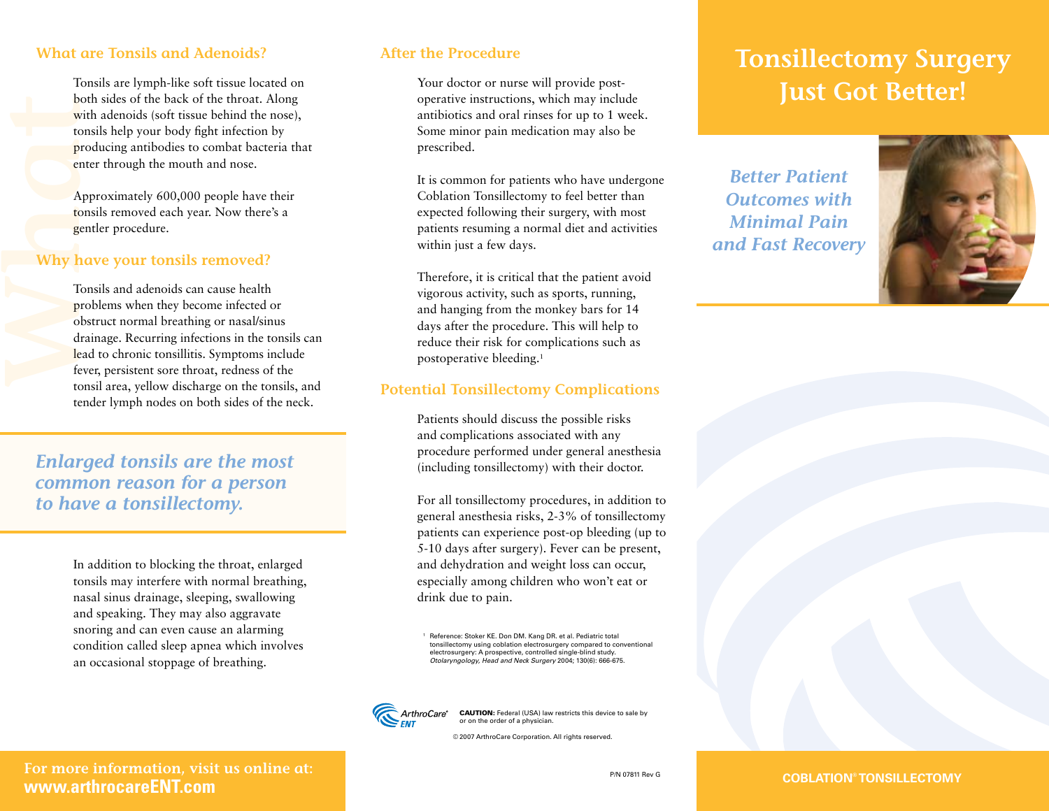## What are Tonsils and Adenoids?

Tonsils are lymph-like soft tissue located on both sides of the back of the throat. Along with adenoids (soft tissue behind the nose), tonsils help your body fight infection by producing antibodies to combat bacteria that enter through the mouth and nose.

Approximately 600,000 people have their tonsils removed each year. Now there's a gentler procedure.

## Why have your tonsils removed?

Tonsils and adenoids can cause health problems when they become infected or obstruct normal breathing or nasal/sinus drainage. Recurring infections in the tonsils can lead to chronic tonsillitis. Symptoms include fever, persistent sore throat, redness of the tonsil area, yellow discharge on the tonsils, and tender lymph nodes on both sides of the neck.

*Enlarged tonsils are the most common reason for a person to have a tonsillectomy.*

In addition to blocking the throat, enlarged tonsils may interfere with normal breathing, nasal sinus drainage, sleeping, swallowing and speaking. They may also aggravate snoring and can even cause an alarming condition called sleep apnea which involves an occasional stoppage of breathing.

**For more information, visit us online at:**
**www.arthrocareENT.com**

## After the Procedure

Your doctor or nurse will provide post-operative instructions, which may include antibiotics and oral rinses for up to 1 week. Some minor pain medication may also be prescribed.

It is common for patients who have undergone Coblation Tonsillectomy to feel better than expected following their surgery, with most patients resuming a normal diet and activities within just a few days.

Therefore, it is critical that the patient avoid vigorous activity, such as sports, running, and hanging from the monkey bars for 14 days after the procedure. This will help to reduce their risk for complications such as postoperative bleeding.[1]

## Potential Tonsillectomy Complications

Patients should discuss the possible risks and complications associated with any procedure performed under general anesthesia (including tonsillectomy) with their doctor.

For all tonsillectomy procedures, in addition to general anesthesia risks, 2-3% of tonsillectomy patients can experience post-op bleeding (up to 5-10 days after surgery). Fever can be present, and dehydration and weight loss can occur, especially among children who won't eat or drink due to pain.

[1] Reference: Stoker KE. Don DM. Kang DR. et al. Pediatric total tonsillectomy using coblation electrosurgery compared to conventional electrosurgery: A prospective, controlled single-blind study. *Otolaryngology, Head and Neck Surgery* 2004; 130(6): 666-675.

ArthroCare® ENT

**CAUTION:** Federal (USA) law restricts this device to sale by or on the order of a physician.

© 2007 ArthroCare Corporation. All rights reserved.

P/N 07811 Rev G

# Tonsillectomy Surgery Just Got Better!

*Better Patient Outcomes with Minimal Pain and Fast Recovery*

**COBLATION® TONSILLECTOMY**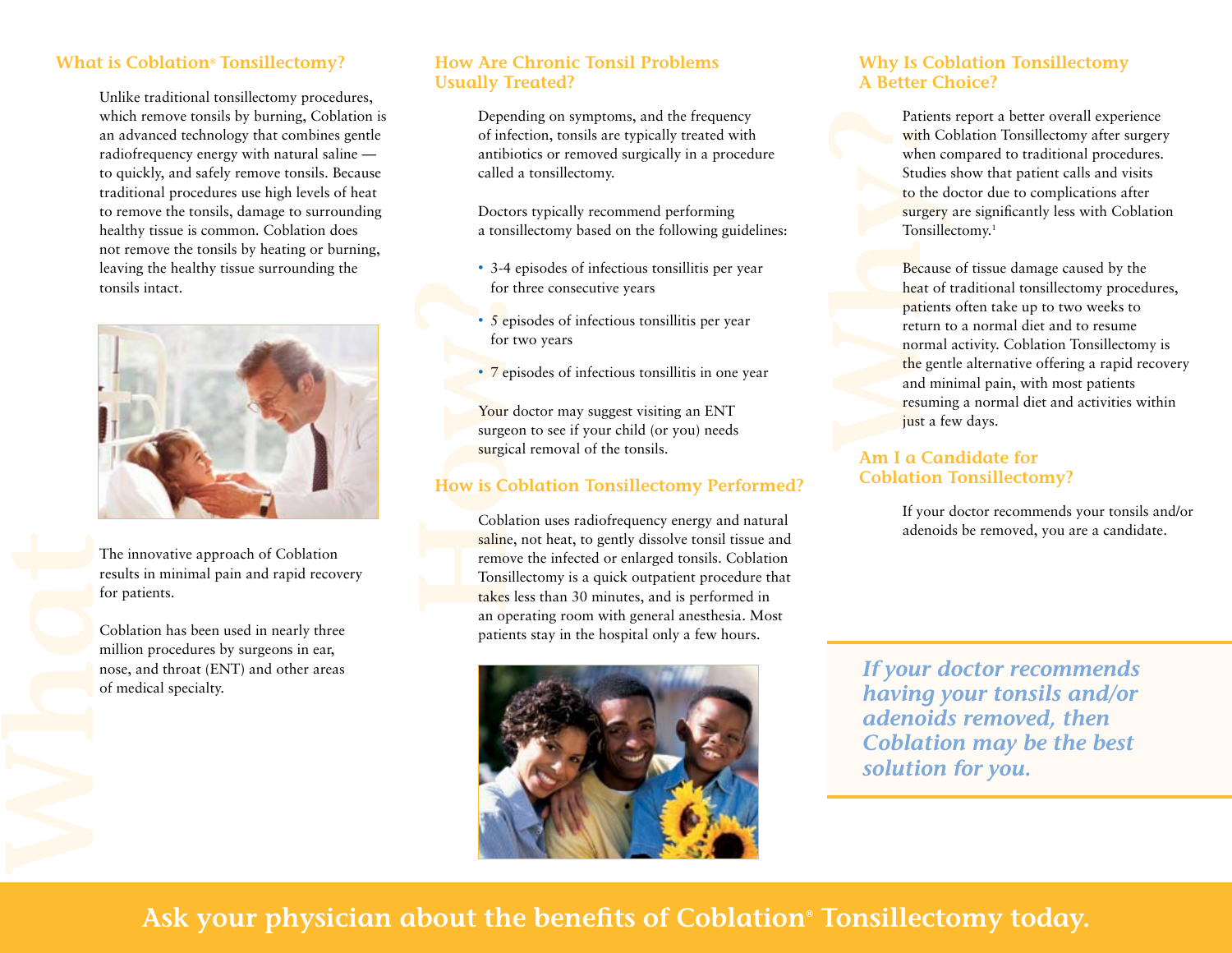## What is Coblation® Tonsillectomy?

Unlike traditional tonsillectomy procedures, which remove tonsils by burning, Coblation is an advanced technology that combines gentle radiofrequency energy with natural saline — to quickly, and safely remove tonsils. Because traditional procedures use high levels of heat to remove the tonsils, damage to surrounding healthy tissue is common. Coblation does not remove the tonsils by heating or burning, leaving the healthy tissue surrounding the tonsils intact.

The innovative approach of Coblation results in minimal pain and rapid recovery for patients.

Coblation has been used in nearly three million procedures by surgeons in ear, nose, and throat (ENT) and other areas of medical specialty.

## How Are Chronic Tonsil Problems Usually Treated?

Depending on symptoms, and the frequency of infection, tonsils are typically treated with antibiotics or removed surgically in a procedure called a tonsillectomy.

Doctors typically recommend performing a tonsillectomy based on the following guidelines:

- 3-4 episodes of infectious tonsillitis per year for three consecutive years
- 5 episodes of infectious tonsillitis per year for two years
- 7 episodes of infectious tonsillitis in one year

Your doctor may suggest visiting an ENT surgeon to see if your child (or you) needs surgical removal of the tonsils.

## How is Coblation Tonsillectomy Performed?

Coblation uses radiofrequency energy and natural saline, not heat, to gently dissolve tonsil tissue and remove the infected or enlarged tonsils. Coblation Tonsillectomy is a quick outpatient procedure that takes less than 30 minutes, and is performed in an operating room with general anesthesia. Most patients stay in the hospital only a few hours.

## Why Is Coblation Tonsillectomy A Better Choice?

Patients report a better overall experience with Coblation Tonsillectomy after surgery when compared to traditional procedures. Studies show that patient calls and visits to the doctor due to complications after surgery are significantly less with Coblation Tonsillectomy.[1]

Because of tissue damage caused by the heat of traditional tonsillectomy procedures, patients often take up to two weeks to return to a normal diet and to resume normal activity. Coblation Tonsillectomy is the gentle alternative offering a rapid recovery and minimal pain, with most patients resuming a normal diet and activities within just a few days.

## Am I a Candidate for Coblation Tonsillectomy?

If your doctor recommends your tonsils and/or adenoids be removed, you are a candidate.

***If your doctor recommends having your tonsils and/or adenoids removed, then Coblation may be the best solution for you.***

**Ask your physician about the benefits of Coblation® Tonsillectomy today.**